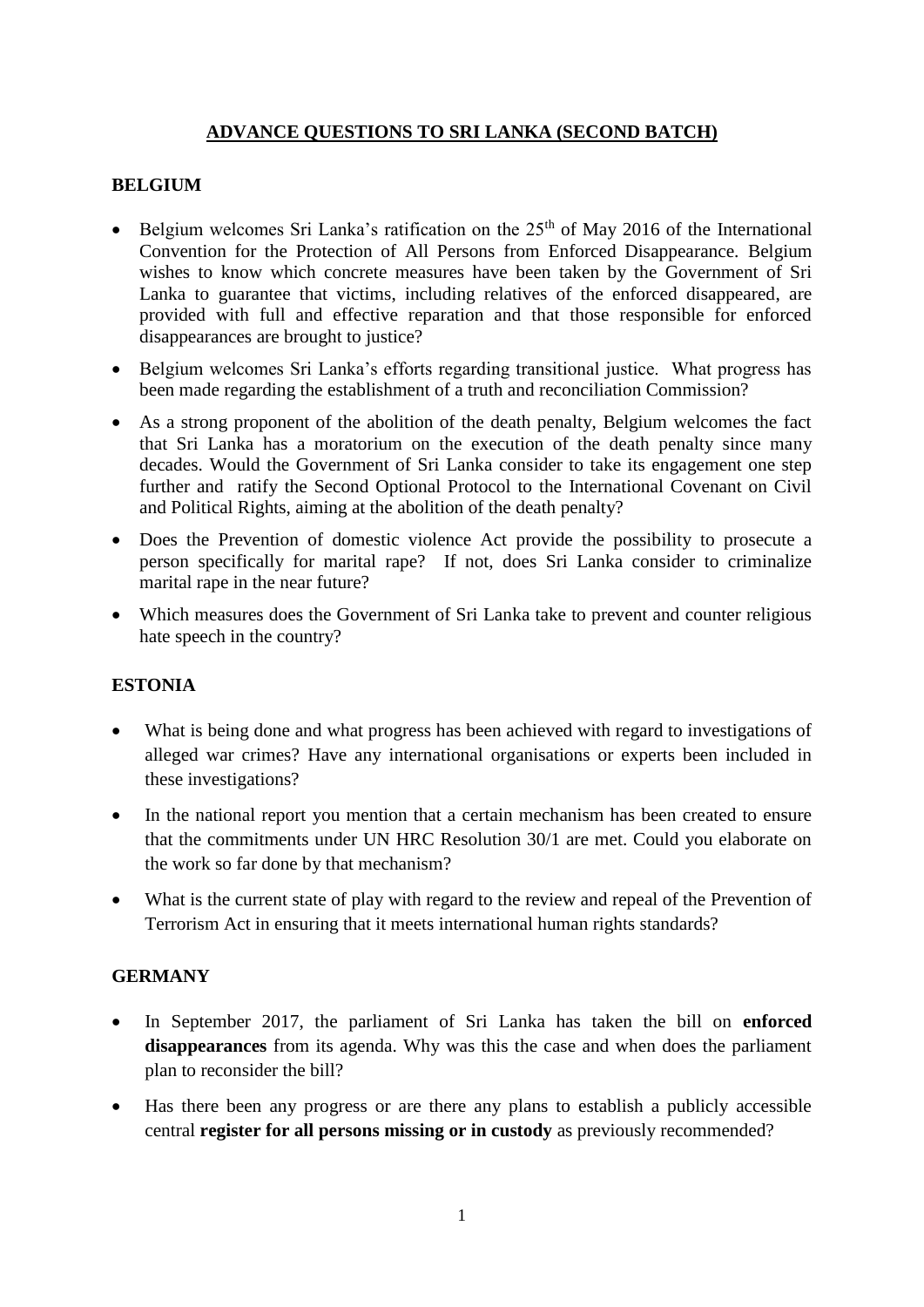# ADVANCE QUESTIONS TO SRI LANKA (SECOND BATCH)

## BELGIUM

- Belgium welcomes Sri Lanka's ratification on the 25th of May 2016 of the International Convention for the Protection of All Persons from Enforced Disappearance. Belgium wishes to know which concrete measures have been taken by the Government of Sri Lanka to guarantee that victims, including relatives of the enforced disappeared, are provided with full and effective reparation and that those responsible for enforced disappearances are brought to justice?
- Belgium welcomes Sri Lanka's efforts regarding transitional justice. What progress has been made regarding the establishment of a truth and reconciliation Commission?
- As a strong proponent of the abolition of the death penalty, Belgium welcomes the fact that Sri Lanka has a moratorium on the execution of the death penalty since many decades. Would the Government of Sri Lanka consider to take its engagement one step further and ratify the Second Optional Protocol to the International Covenant on Civil and Political Rights, aiming at the abolition of the death penalty?
- Does the Prevention of domestic violence Act provide the possibility to prosecute a person specifically for marital rape? If not, does Sri Lanka consider to criminalize marital rape in the near future?
- Which measures does the Government of Sri Lanka take to prevent and counter religious hate speech in the country?

## ESTONIA

- What is being done and what progress has been achieved with regard to investigations of alleged war crimes? Have any international organisations or experts been included in these investigations?
- In the national report you mention that a certain mechanism has been created to ensure that the commitments under UN HRC Resolution 30/1 are met. Could you elaborate on the work so far done by that mechanism?
- What is the current state of play with regard to the review and repeal of the Prevention of Terrorism Act in ensuring that it meets international human rights standards?

## GERMANY

- In September 2017, the parliament of Sri Lanka has taken the bill on **enforced disappearances** from its agenda. Why was this the case and when does the parliament plan to reconsider the bill?
- Has there been any progress or are there any plans to establish a publicly accessible central **register for all persons missing or in custody** as previously recommended?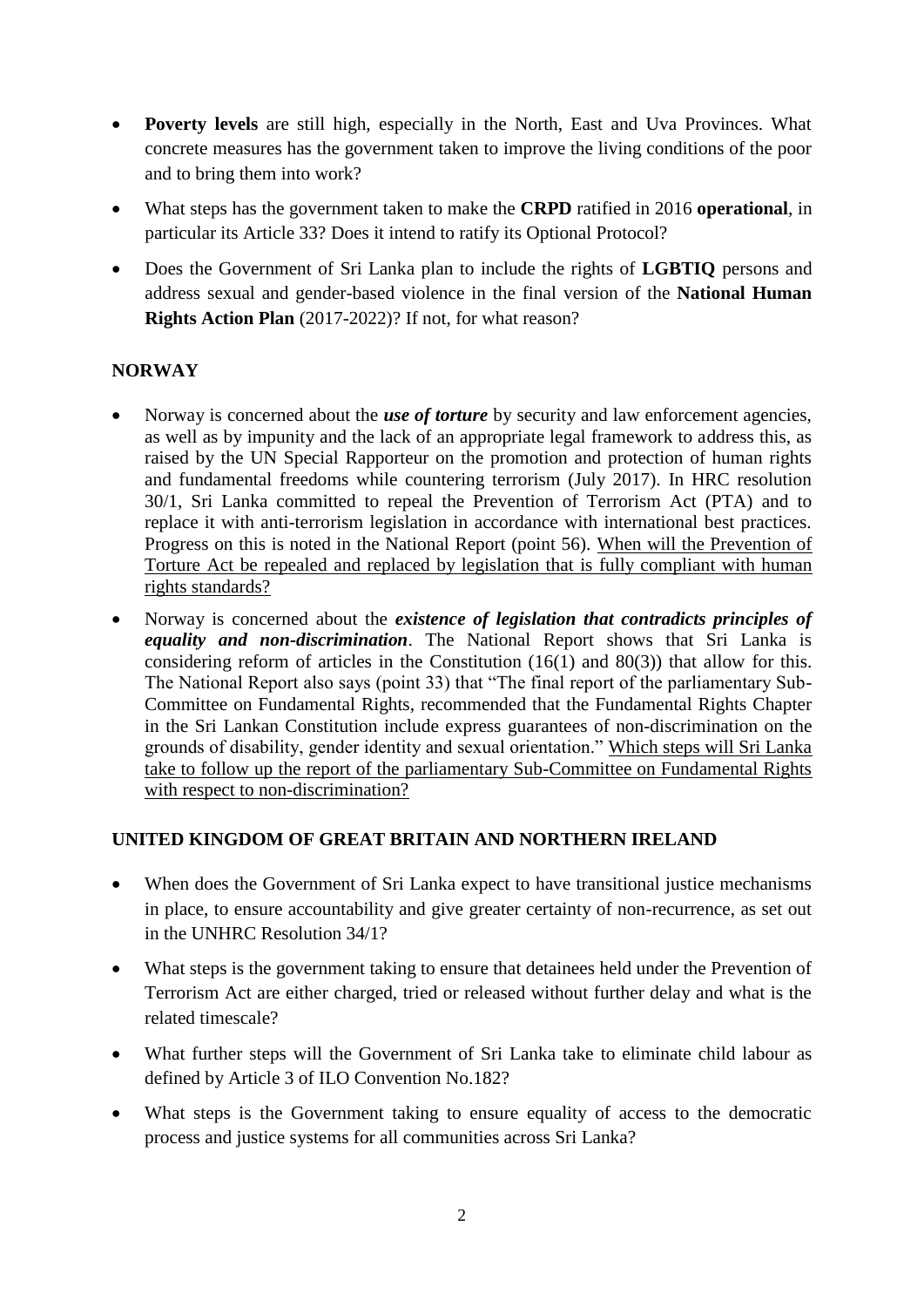- **Poverty levels** are still high, especially in the North, East and Uva Provinces. What concrete measures has the government taken to improve the living conditions of the poor and to bring them into work?
- What steps has the government taken to make the **CRPD** ratified in 2016 **operational**, in particular its Article 33? Does it intend to ratify its Optional Protocol?
- Does the Government of Sri Lanka plan to include the rights of **LGBTIQ** persons and address sexual and gender-based violence in the final version of the **National Human Rights Action Plan** (2017-2022)? If not, for what reason?

## NORWAY

- Norway is concerned about the ***use of torture*** by security and law enforcement agencies, as well as by impunity and the lack of an appropriate legal framework to address this, as raised by the UN Special Rapporteur on the promotion and protection of human rights and fundamental freedoms while countering terrorism (July 2017). In HRC resolution 30/1, Sri Lanka committed to repeal the Prevention of Terrorism Act (PTA) and to replace it with anti-terrorism legislation in accordance with international best practices. Progress on this is noted in the National Report (point 56). <u>When will the Prevention of Torture Act be repealed and replaced by legislation that is fully compliant with human rights standards?</u>
- Norway is concerned about the ***existence of legislation that contradicts principles of equality and non-discrimination***. The National Report shows that Sri Lanka is considering reform of articles in the Constitution (16(1) and 80(3)) that allow for this. The National Report also says (point 33) that "The final report of the parliamentary Sub-Committee on Fundamental Rights, recommended that the Fundamental Rights Chapter in the Sri Lankan Constitution include express guarantees of non-discrimination on the grounds of disability, gender identity and sexual orientation." <u>Which steps will Sri Lanka take to follow up the report of the parliamentary Sub-Committee on Fundamental Rights with respect to non-discrimination?</u>

## UNITED KINGDOM OF GREAT BRITAIN AND NORTHERN IRELAND

- When does the Government of Sri Lanka expect to have transitional justice mechanisms in place, to ensure accountability and give greater certainty of non-recurrence, as set out in the UNHRC Resolution 34/1?
- What steps is the government taking to ensure that detainees held under the Prevention of Terrorism Act are either charged, tried or released without further delay and what is the related timescale?
- What further steps will the Government of Sri Lanka take to eliminate child labour as defined by Article 3 of ILO Convention No.182?
- What steps is the Government taking to ensure equality of access to the democratic process and justice systems for all communities across Sri Lanka?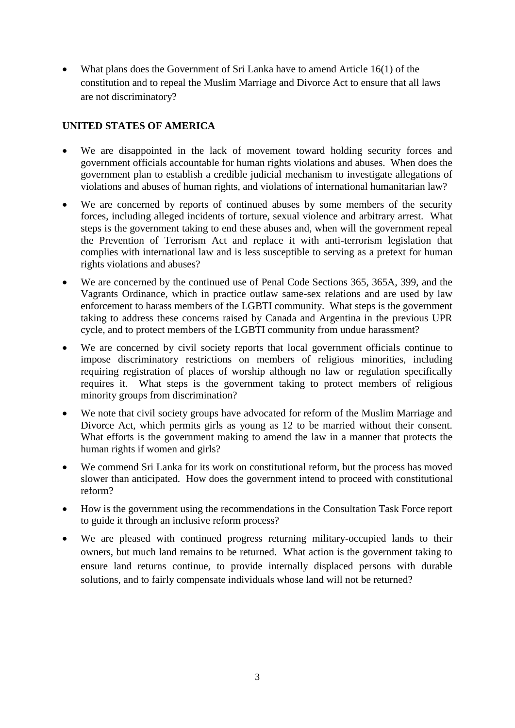- What plans does the Government of Sri Lanka have to amend Article 16(1) of the constitution and to repeal the Muslim Marriage and Divorce Act to ensure that all laws are not discriminatory?

**UNITED STATES OF AMERICA**

- We are disappointed in the lack of movement toward holding security forces and government officials accountable for human rights violations and abuses. When does the government plan to establish a credible judicial mechanism to investigate allegations of violations and abuses of human rights, and violations of international humanitarian law?
- We are concerned by reports of continued abuses by some members of the security forces, including alleged incidents of torture, sexual violence and arbitrary arrest. What steps is the government taking to end these abuses and, when will the government repeal the Prevention of Terrorism Act and replace it with anti-terrorism legislation that complies with international law and is less susceptible to serving as a pretext for human rights violations and abuses?
- We are concerned by the continued use of Penal Code Sections 365, 365A, 399, and the Vagrants Ordinance, which in practice outlaw same-sex relations and are used by law enforcement to harass members of the LGBTI community. What steps is the government taking to address these concerns raised by Canada and Argentina in the previous UPR cycle, and to protect members of the LGBTI community from undue harassment?
- We are concerned by civil society reports that local government officials continue to impose discriminatory restrictions on members of religious minorities, including requiring registration of places of worship although no law or regulation specifically requires it. What steps is the government taking to protect members of religious minority groups from discrimination?
- We note that civil society groups have advocated for reform of the Muslim Marriage and Divorce Act, which permits girls as young as 12 to be married without their consent. What efforts is the government making to amend the law in a manner that protects the human rights if women and girls?
- We commend Sri Lanka for its work on constitutional reform, but the process has moved slower than anticipated. How does the government intend to proceed with constitutional reform?
- How is the government using the recommendations in the Consultation Task Force report to guide it through an inclusive reform process?
- We are pleased with continued progress returning military-occupied lands to their owners, but much land remains to be returned. What action is the government taking to ensure land returns continue, to provide internally displaced persons with durable solutions, and to fairly compensate individuals whose land will not be returned?